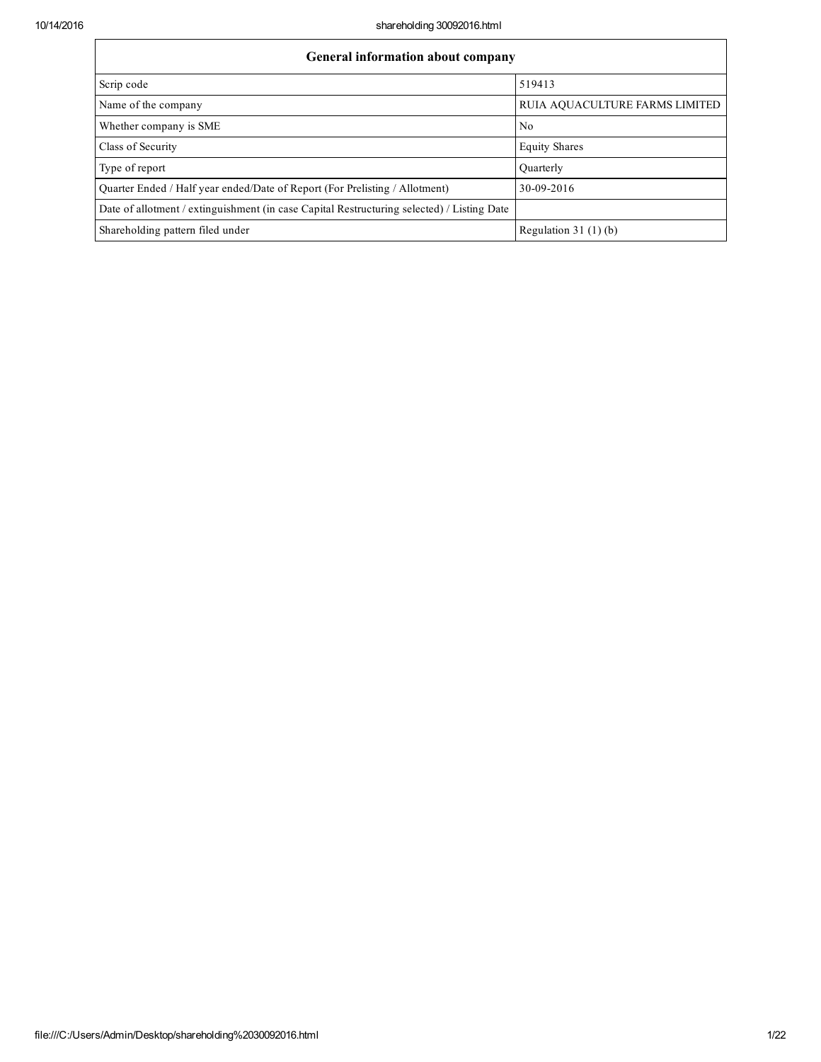| General information about company | |
| --- | --- |
| Scrip code | 519413 |
| Name of the company | RUIA AQUACULTURE FARMS LIMITED |
| Whether company is SME | No |
| Class of Security | Equity Shares |
| Type of report | Quarterly |
| Quarter Ended / Half year ended/Date of Report (For Prelisting / Allotment) | 30-09-2016 |
| Date of allotment / extinguishment (in case Capital Restructuring selected) / Listing Date | |
| Shareholding pattern filed under | Regulation 31 (1) (b) |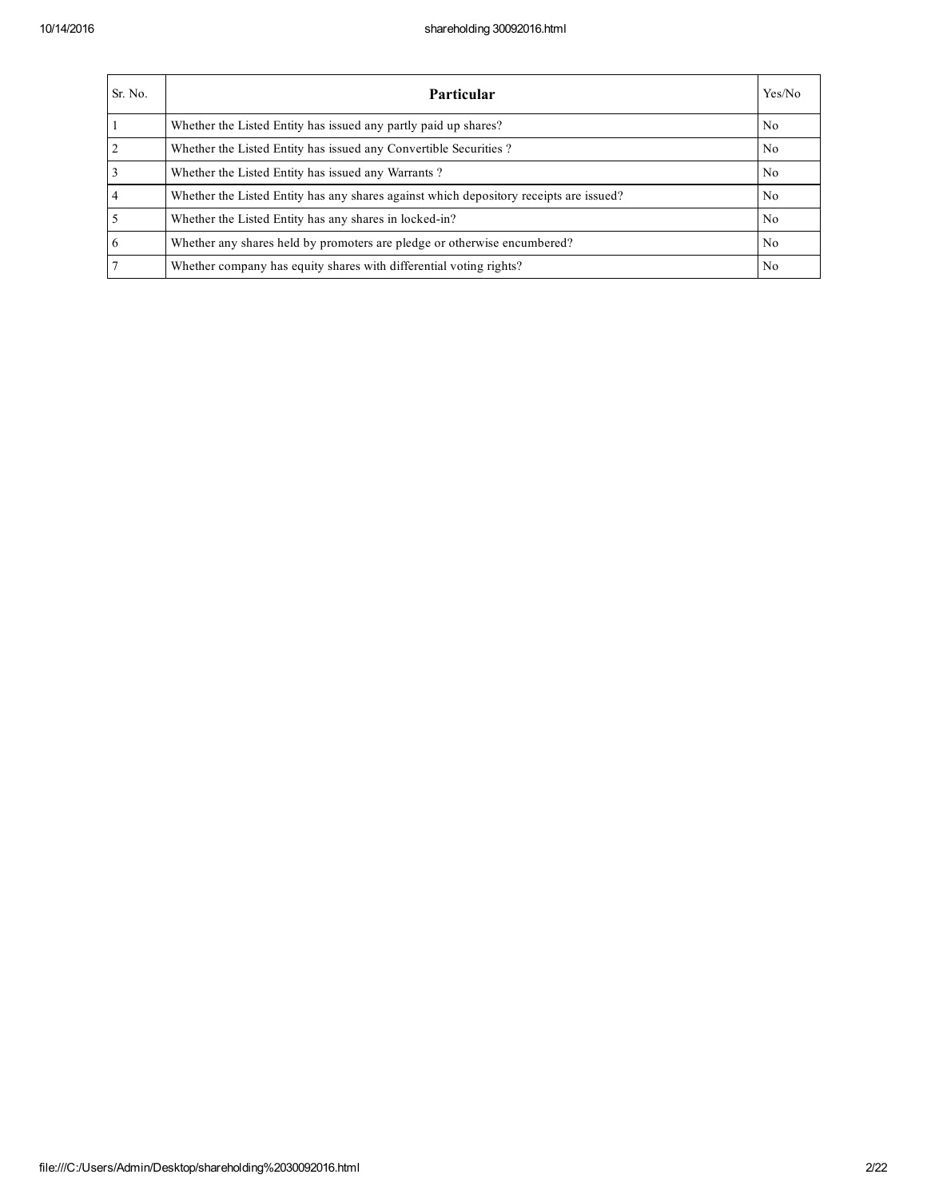| Sr. No. | Particular | Yes/No |
|---|---|---|
| 1 | Whether the Listed Entity has issued any partly paid up shares? | No |
| 2 | Whether the Listed Entity has issued any Convertible Securities ? | No |
| 3 | Whether the Listed Entity has issued any Warrants ? | No |
| 4 | Whether the Listed Entity has any shares against which depository receipts are issued? | No |
| 5 | Whether the Listed Entity has any shares in locked-in? | No |
| 6 | Whether any shares held by promoters are pledge or otherwise encumbered? | No |
| 7 | Whether company has equity shares with differential voting rights? | No |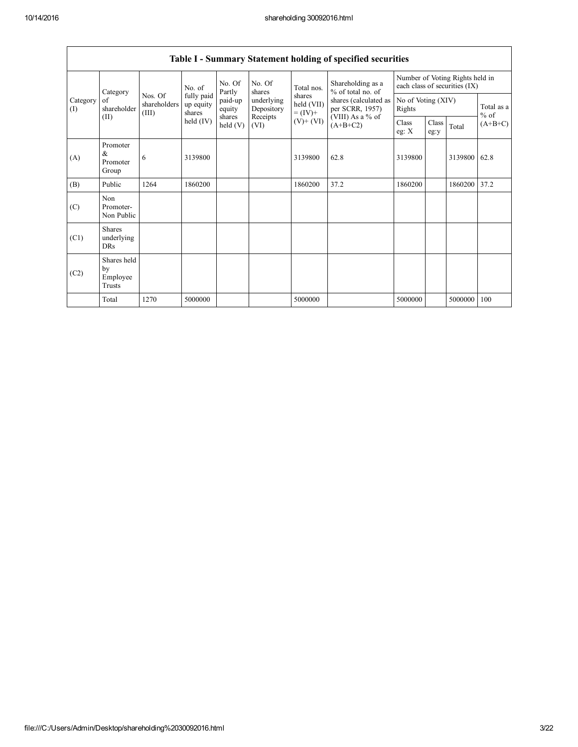## Table I - Summary Statement holding of specified securities

| Category (I) | Category of shareholder (II) | Nos. Of shareholders (III) | No. of fully paid up equity shares held (IV) | No. Of Partly paid-up equity shares held (V) | No. Of shares underlying Depository Receipts (VI) | Total nos. shares held (VII) = (IV)+ (V)+ (VI) | Shareholding as a % of total no. of shares (calculated as per SCRR, 1957) (VIII) As a % of (A+B+C2) | Number of Voting Rights held in each class of securities (IX) | | | |
|---|---|---|---|---|---|---|---|---|---|---|---|
| | | | | | | | | No of Voting (XIV) Rights | | | Total as a % of (A+B+C) |
| | | | | | | | | Class eg: X | Class eg:y | Total | |
| (A) | Promoter & Promoter Group | 6 | 3139800 | | | 3139800 | 62.8 | 3139800 | | 3139800 | 62.8 |
| (B) | Public | 1264 | 1860200 | | | 1860200 | 37.2 | 1860200 | | 1860200 | 37.2 |
| (C) | Non Promoter- Non Public | | | | | | | | | | |
| (C1) | Shares underlying DRs | | | | | | | | | | |
| (C2) | Shares held by Employee Trusts | | | | | | | | | | |
| | Total | 1270 | 5000000 | | | 5000000 | | 5000000 | | 5000000 | 100 |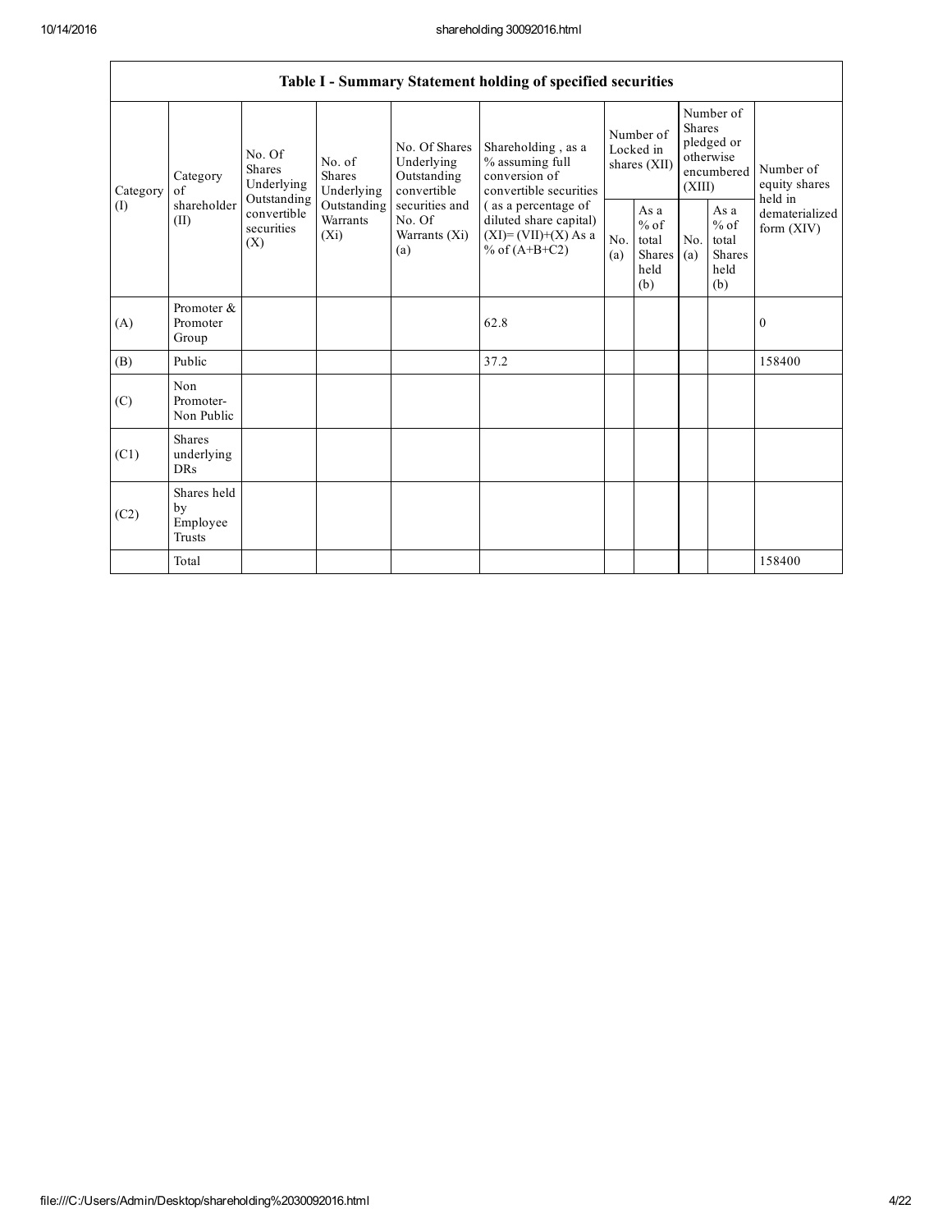## Table I - Summary Statement holding of specified securities

| Category (I) | Category of shareholder (II) | No. Of Shares Underlying Outstanding convertible securities (X) | No. of Shares Underlying Outstanding Warrants (Xi) | No. Of Shares Underlying Outstanding convertible securities and No. Of Warrants (Xi) (a) | Shareholding , as a % assuming full conversion of convertible securities ( as a percentage of diluted share capital) (XI)= (VII)+(X) As a % of (A+B+C2) | Number of Locked in shares (XII) | | Number of Shares pledged or otherwise encumbered (XIII) | | Number of equity shares held in dematerialized form (XIV) |
|---|---|---|---|---|---|---|---|---|---|---|
| | | | | | | No. (a) | As a % of total Shares held (b) | No. (a) | As a % of total Shares held (b) | |
| (A) | Promoter & Promoter Group | | | | 62.8 | | | | | 0 |
| (B) | Public | | | | 37.2 | | | | | 158400 |
| (C) | Non Promoter- Non Public | | | | | | | | | |
| (C1) | Shares underlying DRs | | | | | | | | | |
| (C2) | Shares held by Employee Trusts | | | | | | | | | |
| | Total | | | | | | | | | 158400 |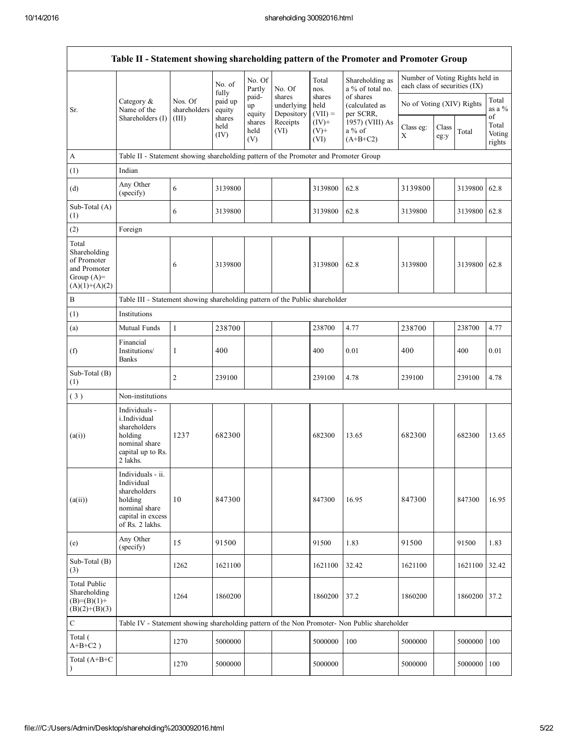| Table II - Statement showing shareholding pattern of the Promoter and Promoter Group | | | | | | | | | | | |
|---|---|---|---|---|---|---|---|---|---|---|---|
| Sr. | Category & Name of the Shareholders (I) | Nos. Of shareholders (III) | No. of fully paid up equity shares held (IV) | No. Of Partly paid-up equity shares held (V) | No. Of shares underlying Depository Receipts (VI) | Total nos. shares held (VII) = (IV)+(V)+ (VI) | Shareholding as a % of total no. of shares (calculated as per SCRR, 1957) (VIII) As a % of (A+B+C2) | Number of Voting Rights held in each class of securities (IX) | | | |
| | | | | | | | | No of Voting (XIV) Rights | | | Total as a % of Total Voting rights |
| | | | | | | | | Class eg: X | Class eg:y | Total | |
| A | Table II - Statement showing shareholding pattern of the Promoter and Promoter Group | | | | | | | | | | |
| (1) | Indian | | | | | | | | | | |
| (d) | Any Other (specify) | 6 | 3139800 | | | 3139800 | 62.8 | 3139800 | | 3139800 | 62.8 |
| Sub-Total (A) (1) | | 6 | 3139800 | | | 3139800 | 62.8 | 3139800 | | 3139800 | 62.8 |
| (2) | Foreign | | | | | | | | | | |
| Total Shareholding of Promoter and Promoter Group (A)= (A)(1)+(A)(2) | | 6 | 3139800 | | | 3139800 | 62.8 | 3139800 | | 3139800 | 62.8 |
| B | Table III - Statement showing shareholding pattern of the Public shareholder | | | | | | | | | | |
| (1) | Institutions | | | | | | | | | | |
| (a) | Mutual Funds | 1 | 238700 | | | 238700 | 4.77 | 238700 | | 238700 | 4.77 |
| (f) | Financial Institutions/ Banks | 1 | 400 | | | 400 | 0.01 | 400 | | 400 | 0.01 |
| Sub-Total (B) (1) | | 2 | 239100 | | | 239100 | 4.78 | 239100 | | 239100 | 4.78 |
| ( 3 ) | Non-institutions | | | | | | | | | | |
| (a(i)) | Individuals - i.Individual shareholders holding nominal share capital up to Rs. 2 lakhs. | 1237 | 682300 | | | 682300 | 13.65 | 682300 | | 682300 | 13.65 |
| (a(ii)) | Individuals - ii. Individual shareholders holding nominal share capital in excess of Rs. 2 lakhs. | 10 | 847300 | | | 847300 | 16.95 | 847300 | | 847300 | 16.95 |
| (e) | Any Other (specify) | 15 | 91500 | | | 91500 | 1.83 | 91500 | | 91500 | 1.83 |
| Sub-Total (B) (3) | | 1262 | 1621100 | | | 1621100 | 32.42 | 1621100 | | 1621100 | 32.42 |
| Total Public Shareholding (B)=(B)(1)+(B)(2)+(B)(3) | | 1264 | 1860200 | | | 1860200 | 37.2 | 1860200 | | 1860200 | 37.2 |
| C | Table IV - Statement showing shareholding pattern of the Non Promoter- Non Public shareholder | | | | | | | | | | |
| Total ( A+B+C2 ) | | 1270 | 5000000 | | | 5000000 | 100 | 5000000 | | 5000000 | 100 |
| Total (A+B+C ) | | 1270 | 5000000 | | | 5000000 | | 5000000 | | 5000000 | 100 |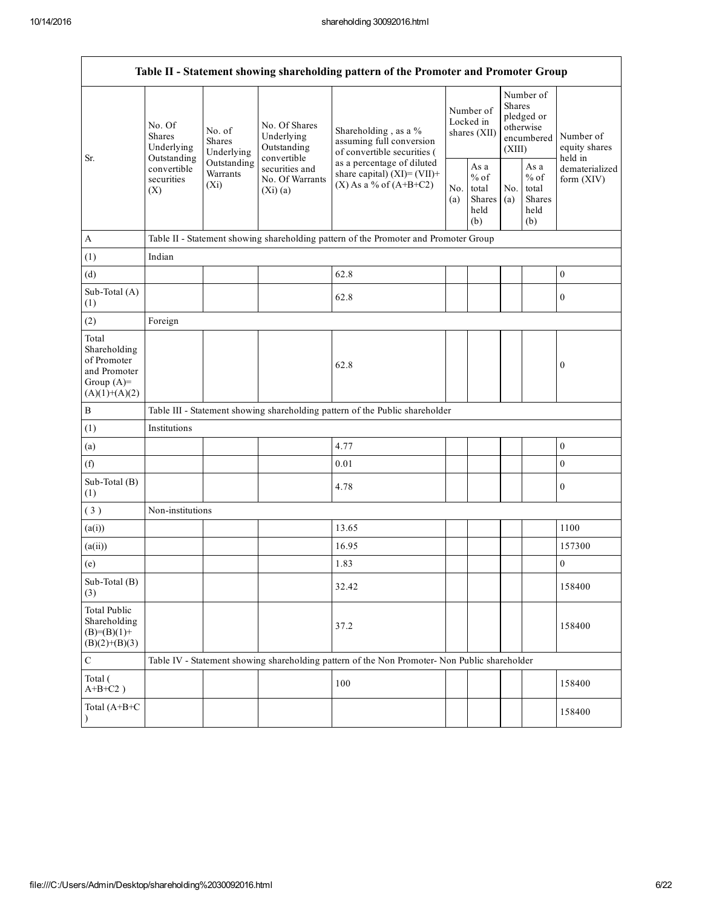| Table II - Statement showing shareholding pattern of the Promoter and Promoter Group | | | | | | | | | |
|---|---|---|---|---|---|---|---|---|---|
| Sr. | No. Of Shares Underlying Outstanding convertible securities (X) | No. of Shares Underlying Outstanding Warrants (Xi) | No. Of Shares Underlying Outstanding convertible securities and No. Of Warrants (Xi) (a) | Shareholding , as a % assuming full conversion of convertible securities ( as a percentage of diluted share capital) (XI)= (VII)+(X) As a % of (A+B+C2) | Number of Locked in shares (XII) | | Number of Shares pledged or otherwise encumbered (XIII) | | Number of equity shares held in dematerialized form (XIV) |
| | | | | | No. (a) | As a % of total Shares held (b) | No. (a) | As a % of total Shares held (b) | |
| A | Table II - Statement showing shareholding pattern of the Promoter and Promoter Group | | | | | | | | |
| (1) | Indian | | | | | | | | |
| (d) | | | | 62.8 | | | | | 0 |
| Sub-Total (A) (1) | | | | 62.8 | | | | | 0 |
| (2) | Foreign | | | | | | | | |
| Total Shareholding of Promoter and Promoter Group (A)=(A)(1)+(A)(2) | | | | 62.8 | | | | | 0 |
| B | Table III - Statement showing shareholding pattern of the Public shareholder | | | | | | | | |
| (1) | Institutions | | | | | | | | |
| (a) | | | | 4.77 | | | | | 0 |
| (f) | | | | 0.01 | | | | | 0 |
| Sub-Total (B) (1) | | | | 4.78 | | | | | 0 |
| ( 3 ) | Non-institutions | | | | | | | | |
| (a(i)) | | | | 13.65 | | | | | 1100 |
| (a(ii)) | | | | 16.95 | | | | | 157300 |
| (e) | | | | 1.83 | | | | | 0 |
| Sub-Total (B) (3) | | | | 32.42 | | | | | 158400 |
| Total Public Shareholding (B)=(B)(1)+(B)(2)+(B)(3) | | | | 37.2 | | | | | 158400 |
| C | Table IV - Statement showing shareholding pattern of the Non Promoter- Non Public shareholder | | | | | | | | |
| Total ( A+B+C2 ) | | | | 100 | | | | | 158400 |
| Total (A+B+C ) | | | | | | | | | 158400 |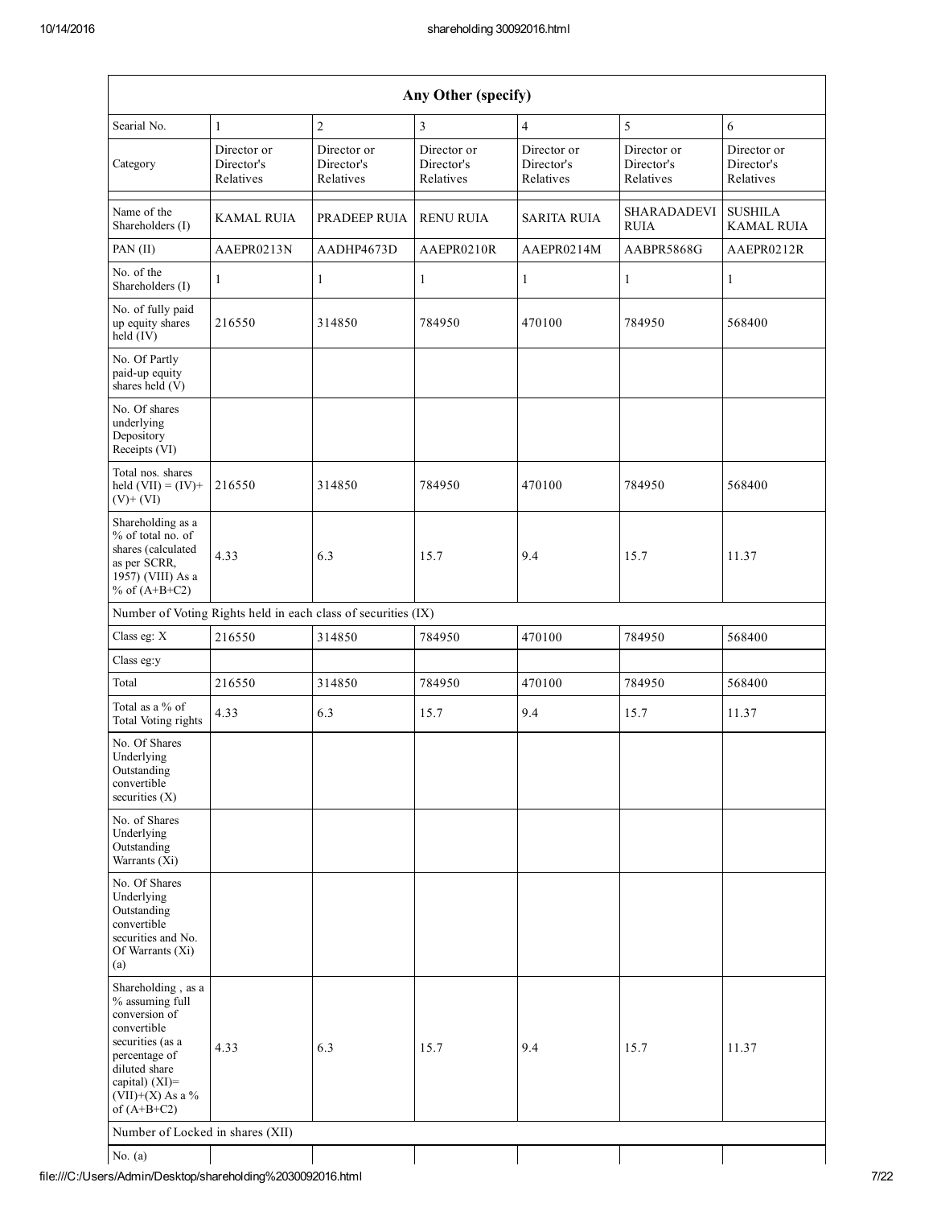| Any Other (specify) | | | | | | |
|---|---|---|---|---|---|---|
| Searial No. | 1 | 2 | 3 | 4 | 5 | 6 |
| Category | Director or Director's Relatives | Director or Director's Relatives | Director or Director's Relatives | Director or Director's Relatives | Director or Director's Relatives | Director or Director's Relatives |
| Name of the Shareholders (I) | KAMAL RUIA | PRADEEP RUIA | RENU RUIA | SARITA RUIA | SHARADADEVI RUIA | SUSHILA KAMAL RUIA |
| PAN (II) | AAEPR0213N | AADHP4673D | AAEPR0210R | AAEPR0214M | AABPR5868G | AAEPR0212R |
| No. of the Shareholders (I) | 1 | 1 | 1 | 1 | 1 | 1 |
| No. of fully paid up equity shares held (IV) | 216550 | 314850 | 784950 | 470100 | 784950 | 568400 |
| No. Of Partly paid-up equity shares held (V) | | | | | | |
| No. Of shares underlying Depository Receipts (VI) | | | | | | |
| Total nos. shares held (VII) = (IV)+ (V)+ (VI) | 216550 | 314850 | 784950 | 470100 | 784950 | 568400 |
| Shareholding as a % of total no. of shares (calculated as per SCRR, 1957) (VIII) As a % of (A+B+C2) | 4.33 | 6.3 | 15.7 | 9.4 | 15.7 | 11.37 |
| Number of Voting Rights held in each class of securities (IX) | | | | | | |
| Class eg: X | 216550 | 314850 | 784950 | 470100 | 784950 | 568400 |
| Class eg:y | | | | | | |
| Total | 216550 | 314850 | 784950 | 470100 | 784950 | 568400 |
| Total as a % of Total Voting rights | 4.33 | 6.3 | 15.7 | 9.4 | 15.7 | 11.37 |
| No. Of Shares Underlying Outstanding convertible securities (X) | | | | | | |
| No. of Shares Underlying Outstanding Warrants (Xi) | | | | | | |
| No. Of Shares Underlying Outstanding convertible securities and No. Of Warrants (Xi) (a) | | | | | | |
| Shareholding , as a % assuming full conversion of convertible securities (as a percentage of diluted share capital) (XI)= (VII)+(X) As a % of (A+B+C2) | 4.33 | 6.3 | 15.7 | 9.4 | 15.7 | 11.37 |
| Number of Locked in shares (XII) | | | | | | |
| No. (a) | | | | | | |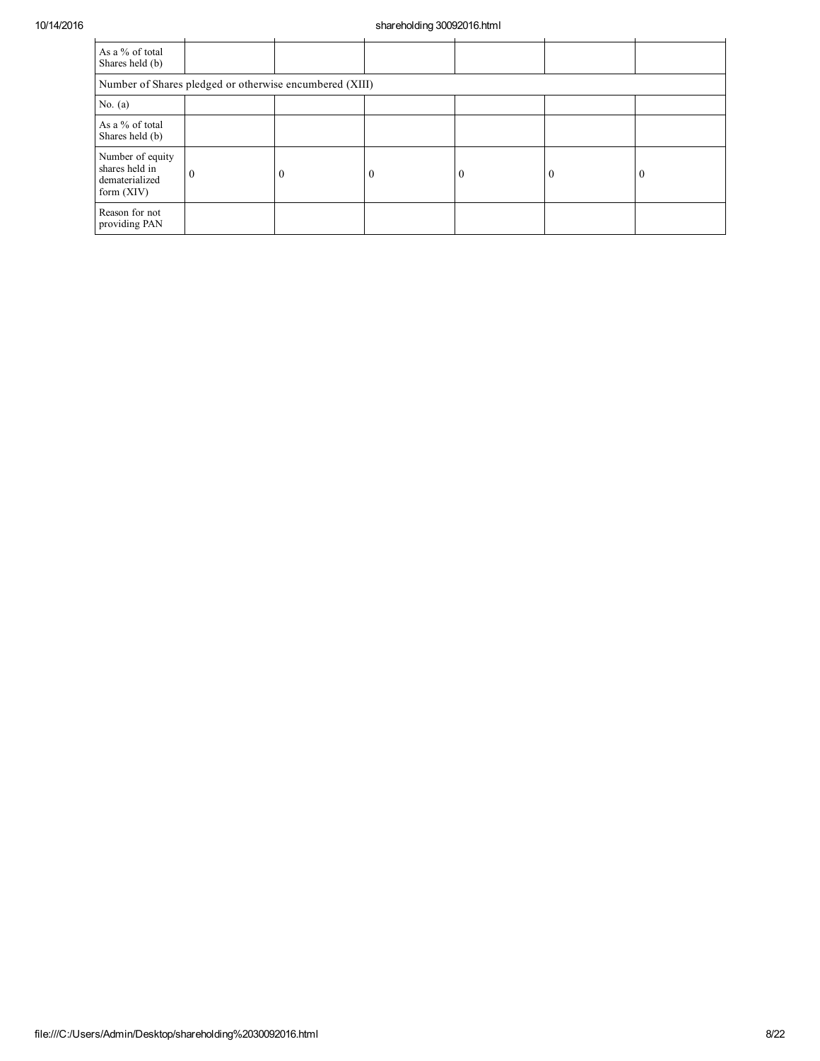| As a % of total Shares held (b) | | | | | | |
|---|---|---|---|---|---|---|
| Number of Shares pledged or otherwise encumbered (XIII) | | | | | | |
| No. (a) | | | | | | |
| As a % of total Shares held (b) | | | | | | |
| Number of equity shares held in dematerialized form (XIV) | 0 | 0 | 0 | 0 | 0 | 0 |
| Reason for not providing PAN | | | | | | |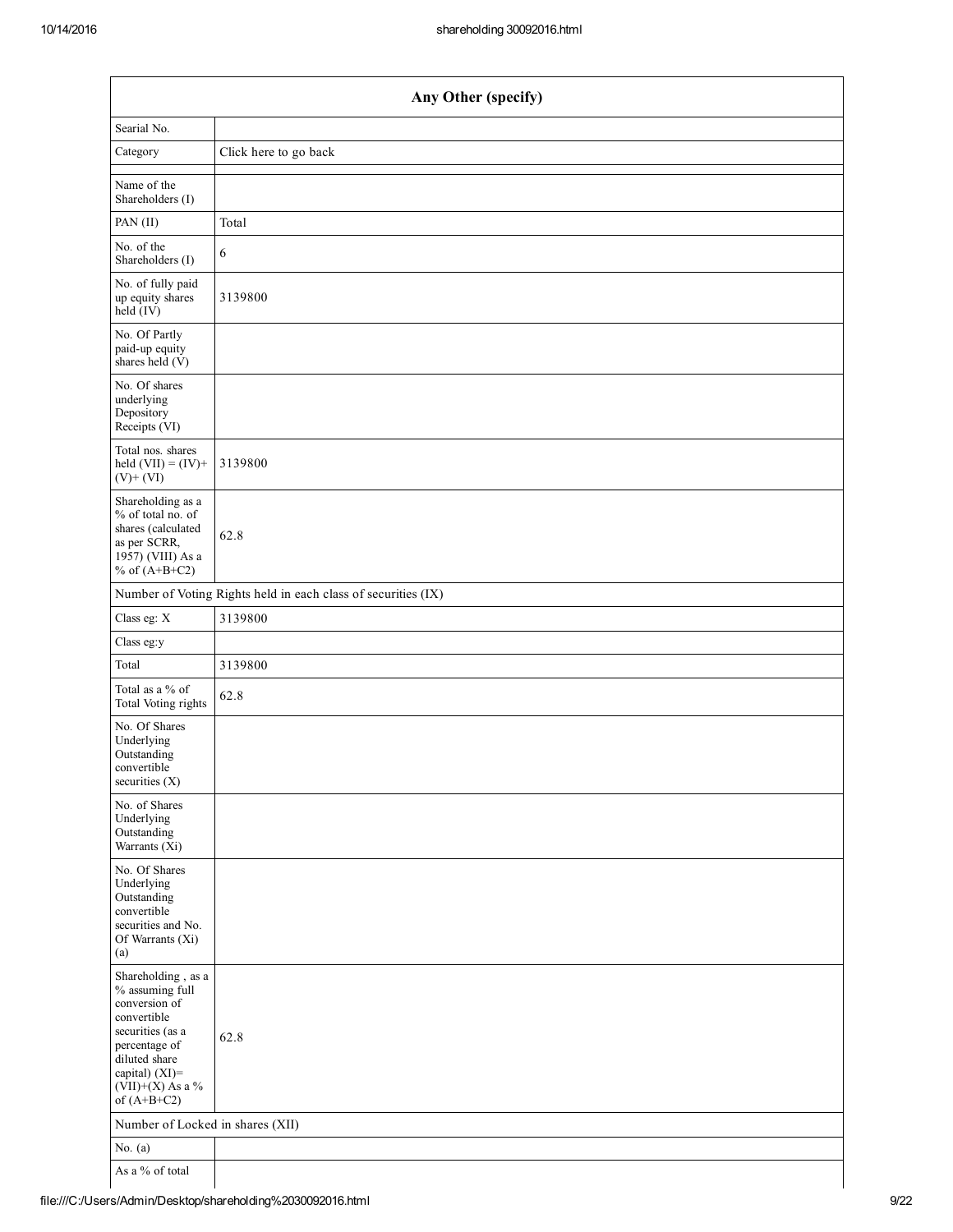| Any Other (specify) | |
|---|---|
| Searial No. | |
| Category | Click here to go back |
| | |
| Name of the Shareholders (I) | |
| PAN (II) | Total |
| No. of the Shareholders (I) | 6 |
| No. of fully paid up equity shares held (IV) | 3139800 |
| No. Of Partly paid-up equity shares held (V) | |
| No. Of shares underlying Depository Receipts (VI) | |
| Total nos. shares held (VII) = (IV)+ (V)+ (VI) | 3139800 |
| Shareholding as a % of total no. of shares (calculated as per SCRR, 1957) (VIII) As a % of (A+B+C2) | 62.8 |
| Number of Voting Rights held in each class of securities (IX) | |
| Class eg: X | 3139800 |
| Class eg:y | |
| Total | 3139800 |
| Total as a % of Total Voting rights | 62.8 |
| No. Of Shares Underlying Outstanding convertible securities (X) | |
| No. of Shares Underlying Outstanding Warrants (Xi) | |
| No. Of Shares Underlying Outstanding convertible securities and No. Of Warrants (Xi) (a) | |
| Shareholding , as a % assuming full conversion of convertible securities (as a percentage of diluted share capital) (XI)= (VII)+(X) As a % of (A+B+C2) | 62.8 |
| Number of Locked in shares (XII) | |
| No. (a) | |
| As a % of total | |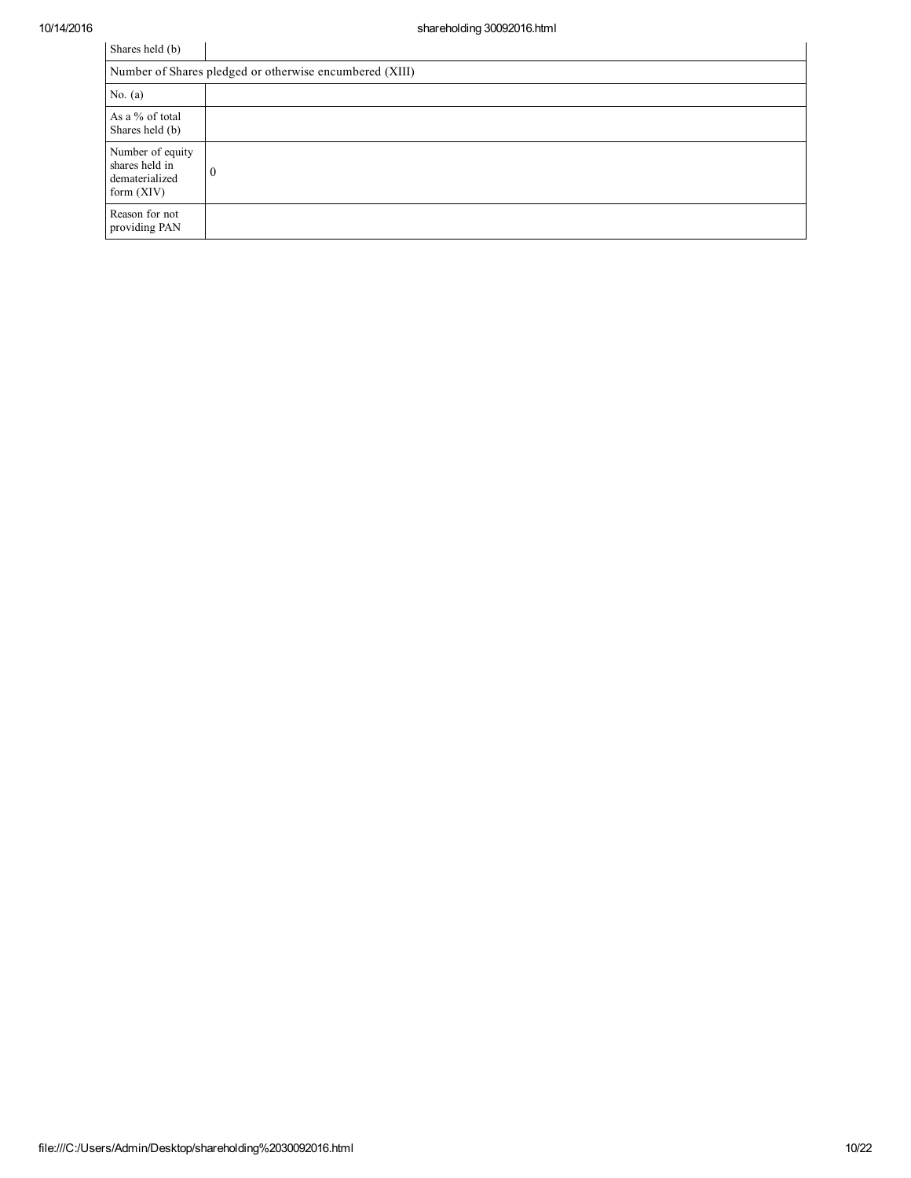| | |
|---|---|
| Shares held (b) | |
| Number of Shares pledged or otherwise encumbered (XIII) | |
| No. (a) | |
| As a % of total Shares held (b) | |
| Number of equity shares held in dematerialized form (XIV) | 0 |
| Reason for not providing PAN | |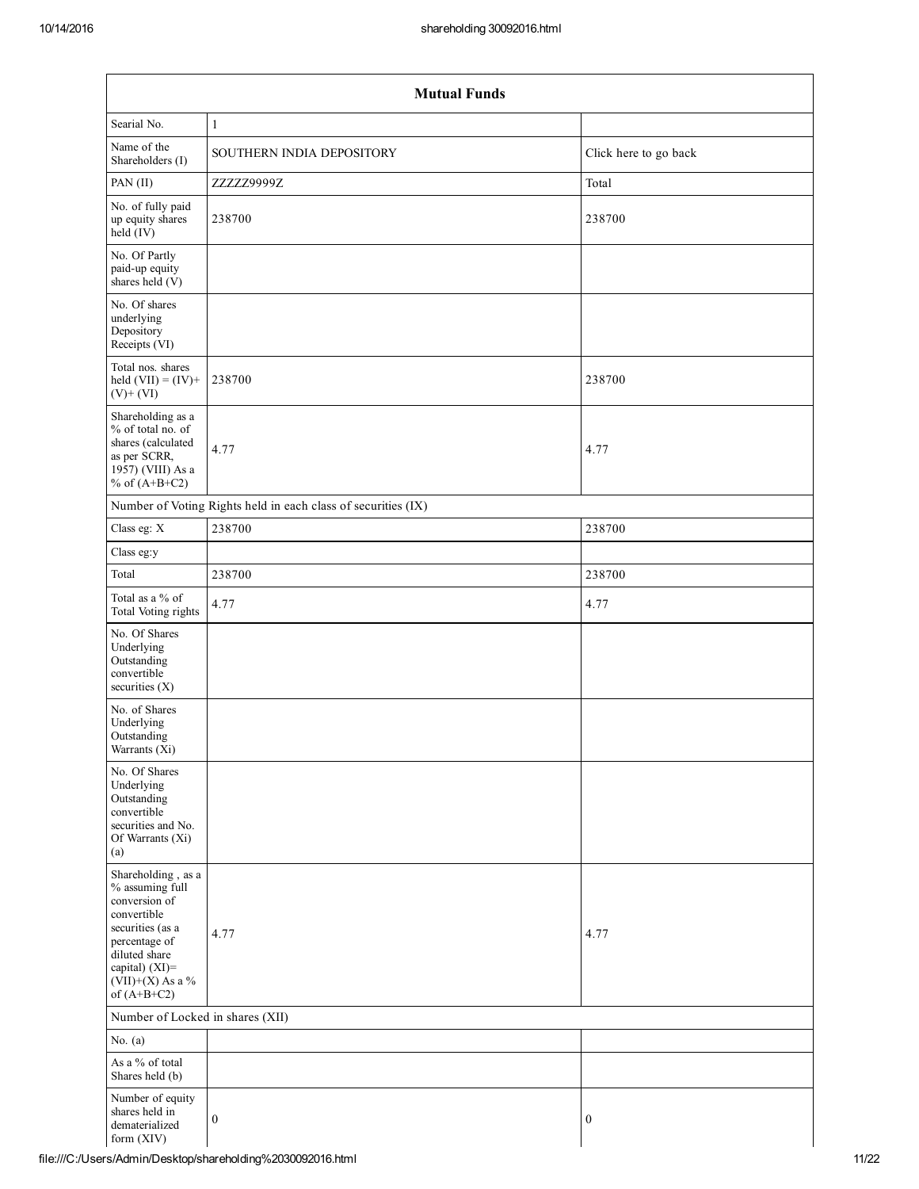| Mutual Funds | | |
|---|---|---|
| Searial No. | 1 | |
| Name of the Shareholders (I) | SOUTHERN INDIA DEPOSITORY | Click here to go back |
| PAN (II) | ZZZZZ9999Z | Total |
| No. of fully paid up equity shares held (IV) | 238700 | 238700 |
| No. Of Partly paid-up equity shares held (V) | | |
| No. Of shares underlying Depository Receipts (VI) | | |
| Total nos. shares held (VII) = (IV)+ (V)+ (VI) | 238700 | 238700 |
| Shareholding as a % of total no. of shares (calculated as per SCRR, 1957) (VIII) As a % of (A+B+C2) | 4.77 | 4.77 |
| Number of Voting Rights held in each class of securities (IX) | | |
| Class eg: X | 238700 | 238700 |
| Class eg:y | | |
| Total | 238700 | 238700 |
| Total as a % of Total Voting rights | 4.77 | 4.77 |
| No. Of Shares Underlying Outstanding convertible securities (X) | | |
| No. of Shares Underlying Outstanding Warrants (Xi) | | |
| No. Of Shares Underlying Outstanding convertible securities and No. Of Warrants (Xi) (a) | | |
| Shareholding , as a % assuming full conversion of convertible securities (as a percentage of diluted share capital) (XI)= (VII)+(X) As a % of (A+B+C2) | 4.77 | 4.77 |
| Number of Locked in shares (XII) | | |
| No. (a) | | |
| As a % of total Shares held (b) | | |
| Number of equity shares held in dematerialized form (XIV) | 0 | 0 |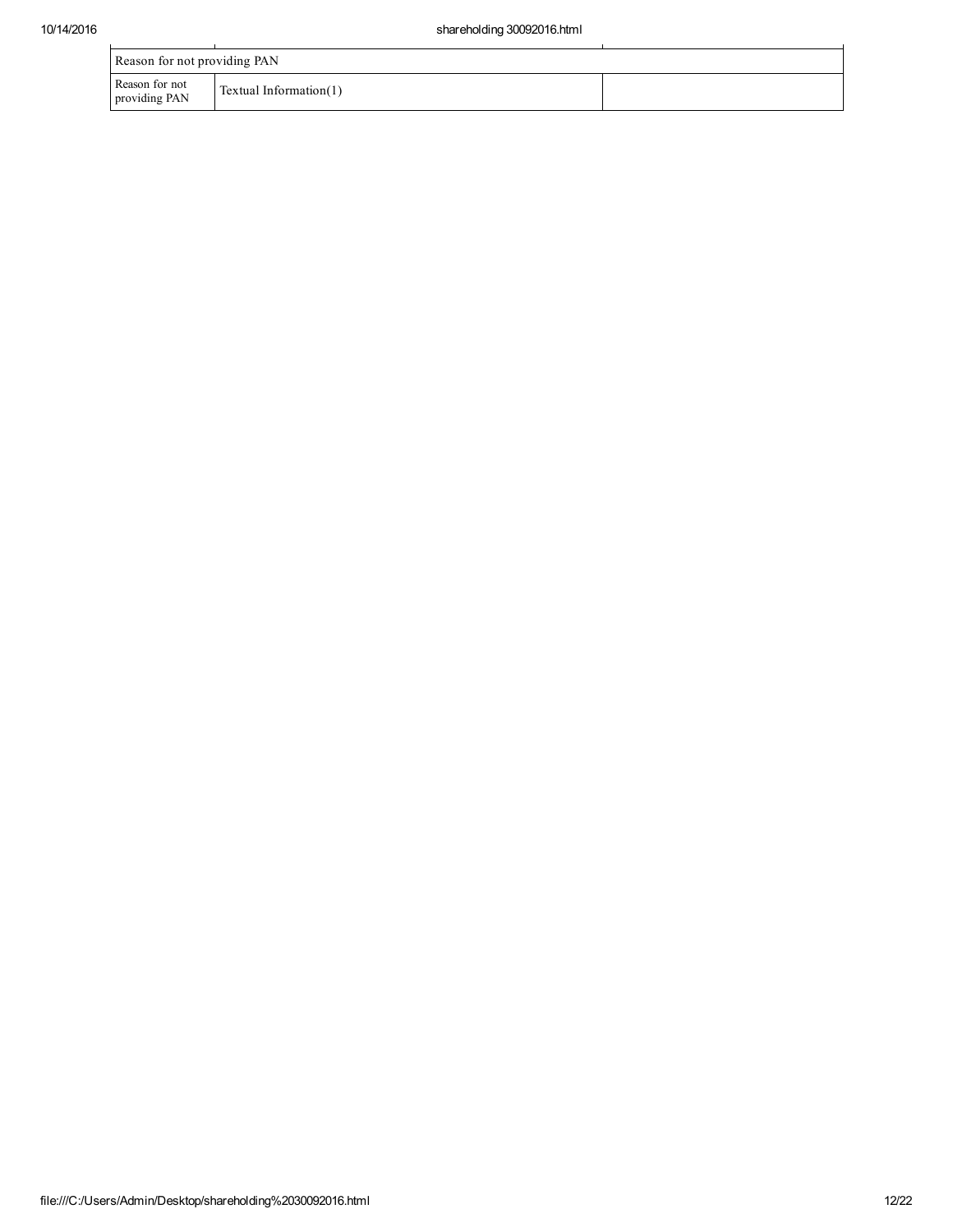| Reason for not providing PAN | | |
|---|---|---|
| Reason for not providing PAN | Textual Information(1) | |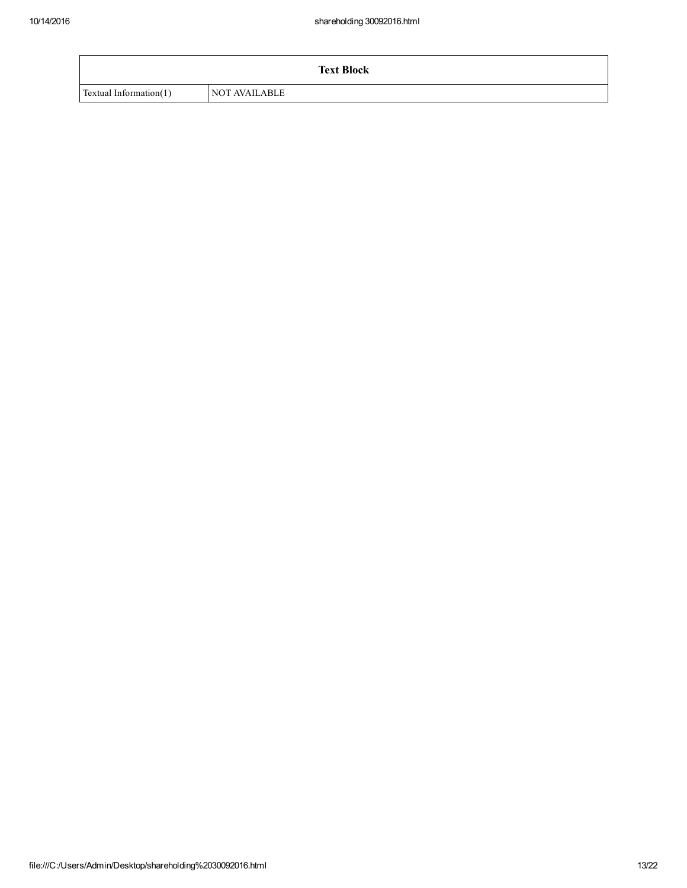| Text Block | |
|---|---|
| Textual Information(1) | NOT AVAILABLE |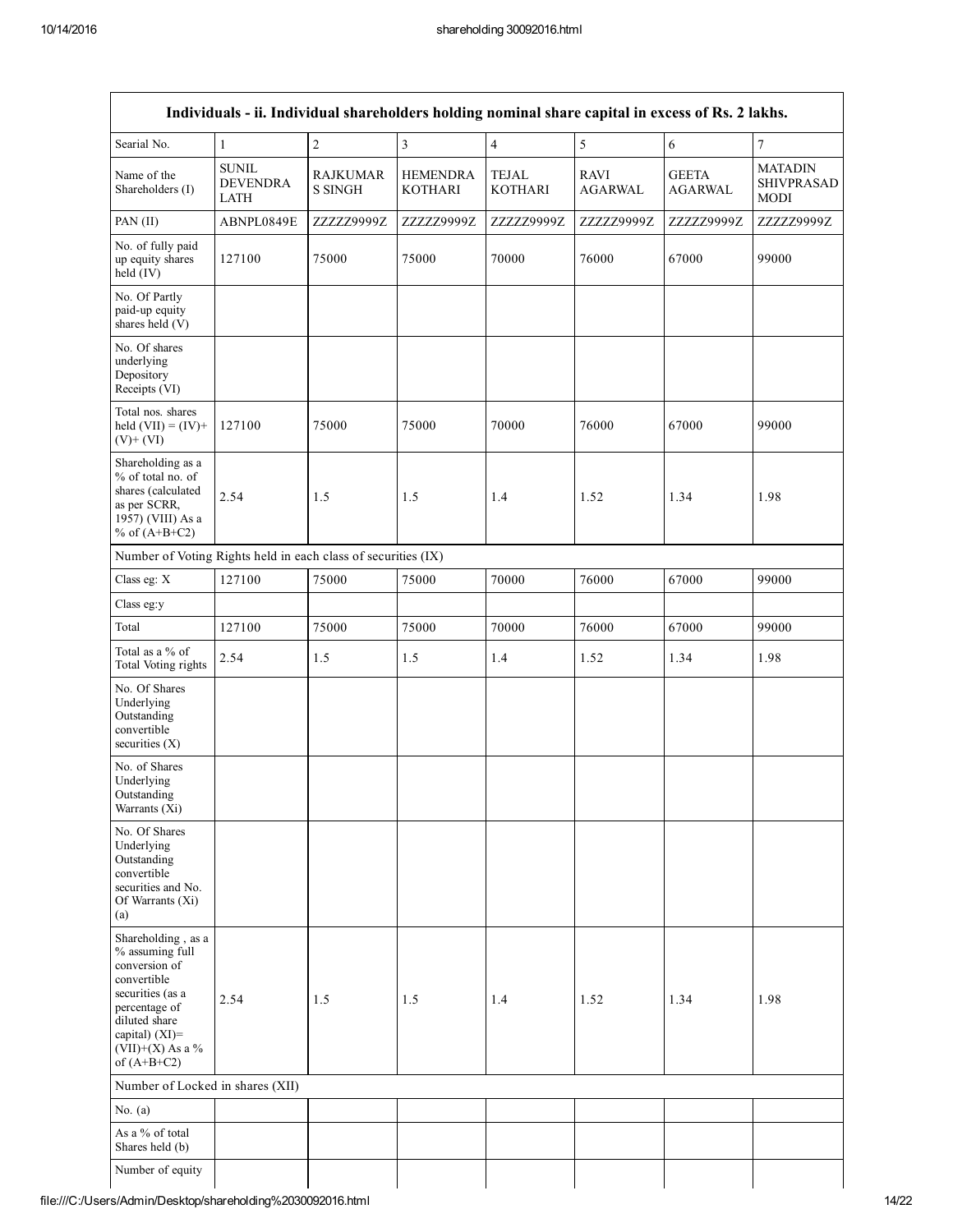| Individuals - ii. Individual shareholders holding nominal share capital in excess of Rs. 2 lakhs. | | | | | | | |
|---|---|---|---|---|---|---|---|
| Searial No. | 1 | 2 | 3 | 4 | 5 | 6 | 7 |
| Name of the Shareholders (I) | SUNIL DEVENDRA LATH | RAJKUMAR S SINGH | HEMENDRA KOTHARI | TEJAL KOTHARI | RAVI AGARWAL | GEETA AGARWAL | MATADIN SHIVPRASAD MODI |
| PAN (II) | ABNPL0849E | ZZZZZ9999Z | ZZZZZ9999Z | ZZZZZ9999Z | ZZZZZ9999Z | ZZZZZ9999Z | ZZZZZ9999Z |
| No. of fully paid up equity shares held (IV) | 127100 | 75000 | 75000 | 70000 | 76000 | 67000 | 99000 |
| No. Of Partly paid-up equity shares held (V) | | | | | | | |
| No. Of shares underlying Depository Receipts (VI) | | | | | | | |
| Total nos. shares held (VII) = (IV)+ (V)+ (VI) | 127100 | 75000 | 75000 | 70000 | 76000 | 67000 | 99000 |
| Shareholding as a % of total no. of shares (calculated as per SCRR, 1957) (VIII) As a % of (A+B+C2) | 2.54 | 1.5 | 1.5 | 1.4 | 1.52 | 1.34 | 1.98 |
| Number of Voting Rights held in each class of securities (IX) | | | | | | | |
| Class eg: X | 127100 | 75000 | 75000 | 70000 | 76000 | 67000 | 99000 |
| Class eg:y | | | | | | | |
| Total | 127100 | 75000 | 75000 | 70000 | 76000 | 67000 | 99000 |
| Total as a % of Total Voting rights | 2.54 | 1.5 | 1.5 | 1.4 | 1.52 | 1.34 | 1.98 |
| No. Of Shares Underlying Outstanding convertible securities (X) | | | | | | | |
| No. of Shares Underlying Outstanding Warrants (Xi) | | | | | | | |
| No. Of Shares Underlying Outstanding convertible securities and No. Of Warrants (Xi) (a) | | | | | | | |
| Shareholding , as a % assuming full conversion of convertible securities (as a percentage of diluted share capital) (XI)= (VII)+(X) As a % of (A+B+C2) | 2.54 | 1.5 | 1.5 | 1.4 | 1.52 | 1.34 | 1.98 |
| Number of Locked in shares (XII) | | | | | | | |
| No. (a) | | | | | | | |
| As a % of total Shares held (b) | | | | | | | |
| Number of equity | | | | | | | |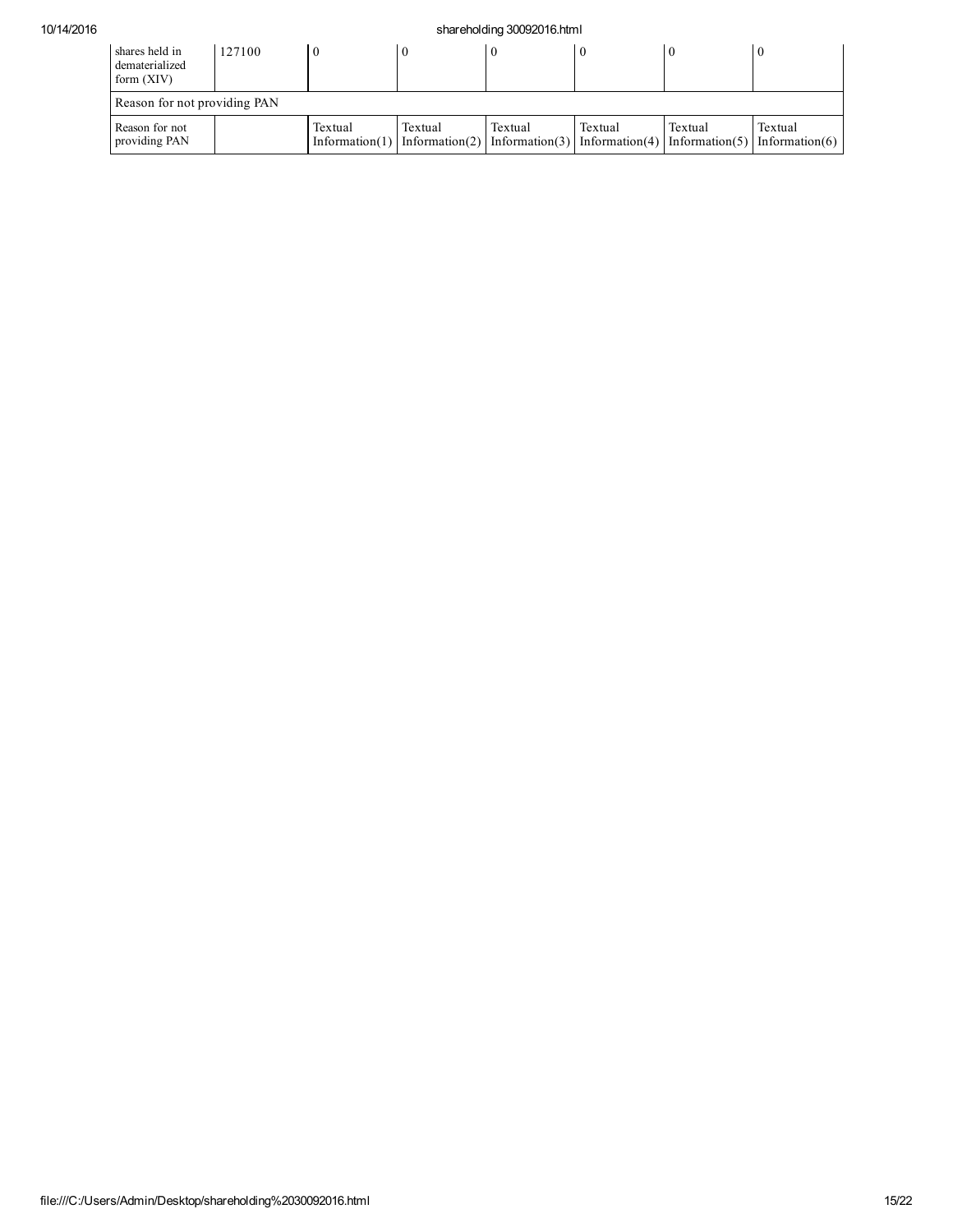| shares held in dematerialized form (XIV) | 127100 | 0 | 0 | 0 | 0 | 0 | 0 |
|---|---|---|---|---|---|---|---|
| Reason for not providing PAN | | | | | | | |
| Reason for not providing PAN | | Textual Information(1) | Textual Information(2) | Textual Information(3) | Textual Information(4) | Textual Information(5) | Textual Information(6) |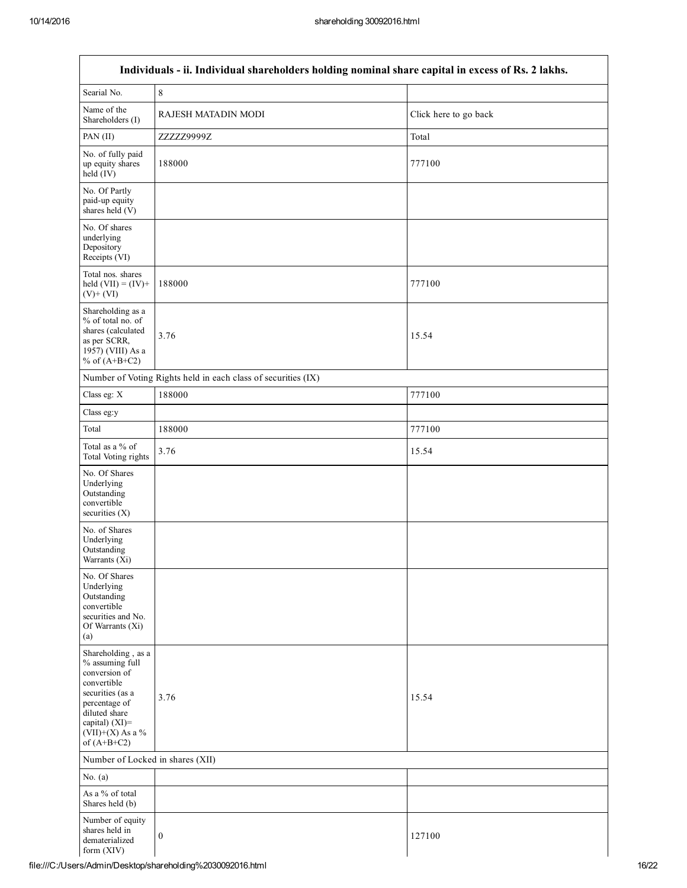| Individuals - ii. Individual shareholders holding nominal share capital in excess of Rs. 2 lakhs. | | |
|---|---|---|
| Searial No. | 8 | |
| Name of the Shareholders (I) | RAJESH MATADIN MODI | Click here to go back |
| PAN (II) | ZZZZZ9999Z | Total |
| No. of fully paid up equity shares held (IV) | 188000 | 777100 |
| No. Of Partly paid-up equity shares held (V) | | |
| No. Of shares underlying Depository Receipts (VI) | | |
| Total nos. shares held (VII) = (IV)+ (V)+ (VI) | 188000 | 777100 |
| Shareholding as a % of total no. of shares (calculated as per SCRR, 1957) (VIII) As a % of (A+B+C2) | 3.76 | 15.54 |
| Number of Voting Rights held in each class of securities (IX) | | |
| Class eg: X | 188000 | 777100 |
| Class eg:y | | |
| Total | 188000 | 777100 |
| Total as a % of Total Voting rights | 3.76 | 15.54 |
| No. Of Shares Underlying Outstanding convertible securities (X) | | |
| No. of Shares Underlying Outstanding Warrants (Xi) | | |
| No. Of Shares Underlying Outstanding convertible securities and No. Of Warrants (Xi) (a) | | |
| Shareholding , as a % assuming full conversion of convertible securities (as a percentage of diluted share capital) (XI)= (VII)+(X) As a % of (A+B+C2) | 3.76 | 15.54 |
| Number of Locked in shares (XII) | | |
| No. (a) | | |
| As a % of total Shares held (b) | | |
| Number of equity shares held in dematerialized form (XIV) | 0 | 127100 |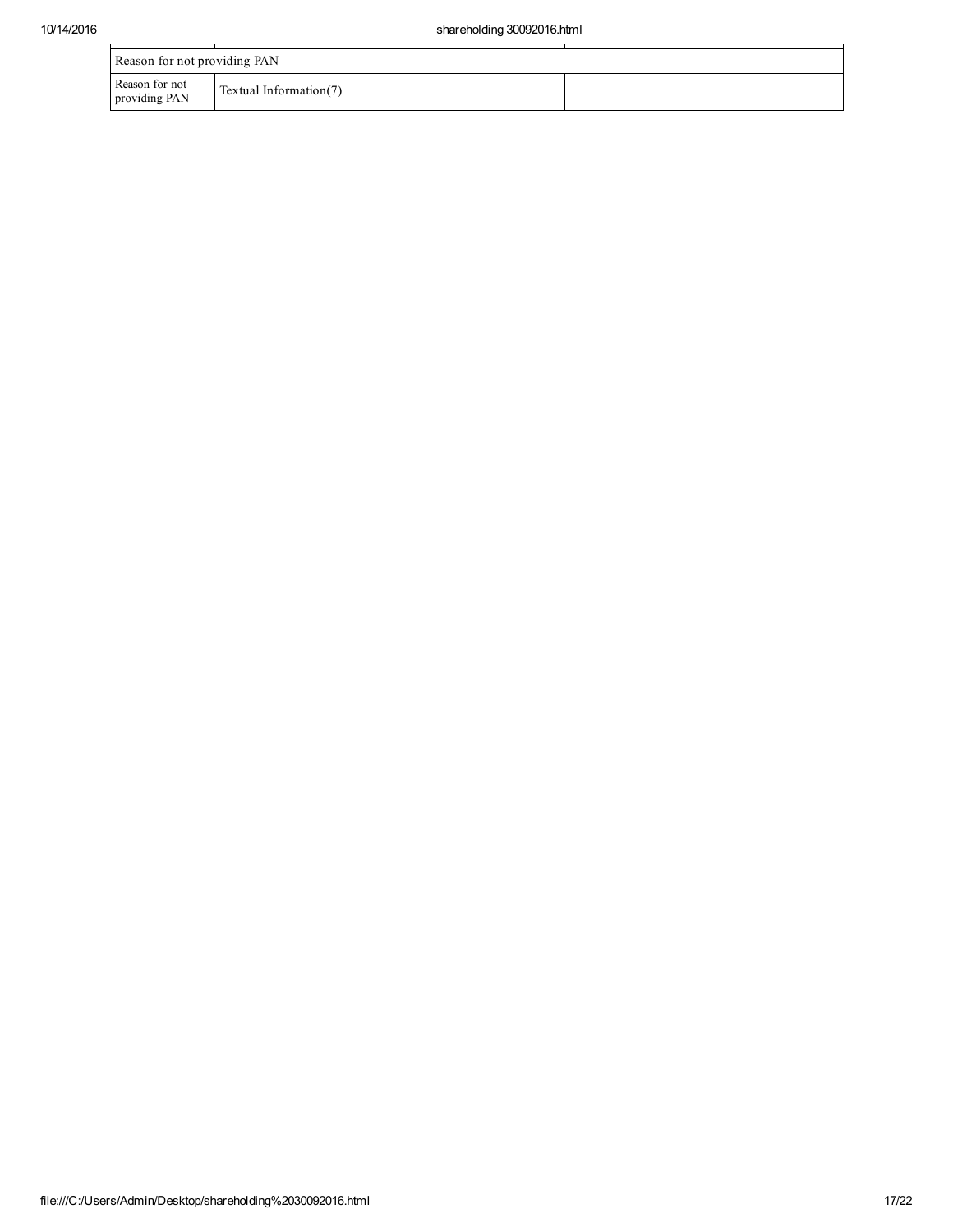| Reason for not providing PAN | | |
| --- | --- | --- |
| Reason for not providing PAN | Textual Information(7) | |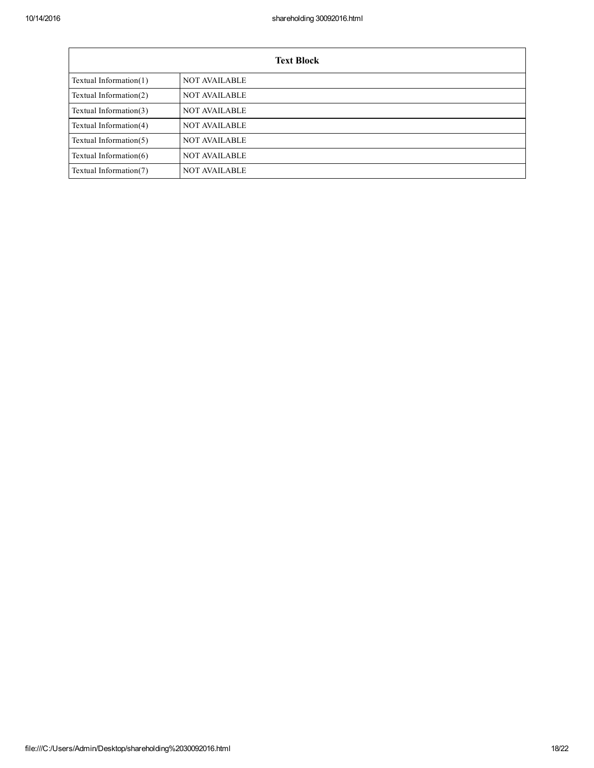| Text Block | |
|---|---|
| Textual Information(1) | NOT AVAILABLE |
| Textual Information(2) | NOT AVAILABLE |
| Textual Information(3) | NOT AVAILABLE |
| Textual Information(4) | NOT AVAILABLE |
| Textual Information(5) | NOT AVAILABLE |
| Textual Information(6) | NOT AVAILABLE |
| Textual Information(7) | NOT AVAILABLE |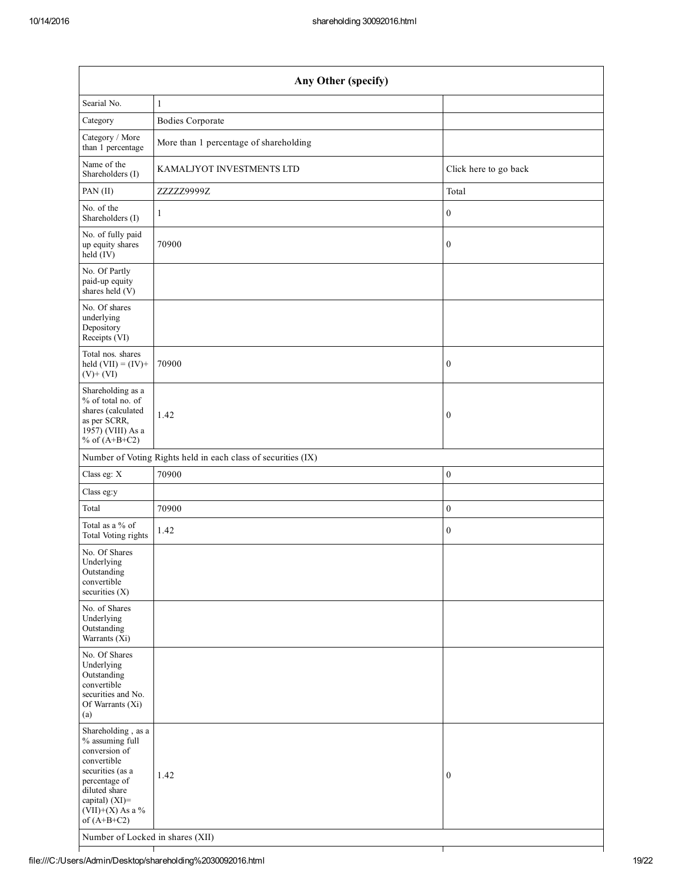| Any Other (specify) | | |
|---|---|---|
| Searial No. | 1 | |
| Category | Bodies Corporate | |
| Category / More than 1 percentage | More than 1 percentage of shareholding | |
| Name of the Shareholders (I) | KAMALJYOT INVESTMENTS LTD | Click here to go back |
| PAN (II) | ZZZZZ9999Z | Total |
| No. of the Shareholders (I) | 1 | 0 |
| No. of fully paid up equity shares held (IV) | 70900 | 0 |
| No. Of Partly paid-up equity shares held (V) | | |
| No. Of shares underlying Depository Receipts (VI) | | |
| Total nos. shares held (VII) = (IV)+ (V)+ (VI) | 70900 | 0 |
| Shareholding as a % of total no. of shares (calculated as per SCRR, 1957) (VIII) As a % of (A+B+C2) | 1.42 | 0 |
| Number of Voting Rights held in each class of securities (IX) | | |
| Class eg: X | 70900 | 0 |
| Class eg:y | | |
| Total | 70900 | 0 |
| Total as a % of Total Voting rights | 1.42 | 0 |
| No. Of Shares Underlying Outstanding convertible securities (X) | | |
| No. of Shares Underlying Outstanding Warrants (Xi) | | |
| No. Of Shares Underlying Outstanding convertible securities and No. Of Warrants (Xi) (a) | | |
| Shareholding , as a % assuming full conversion of convertible securities (as a percentage of diluted share capital) (XI)= (VII)+(X) As a % of (A+B+C2) | 1.42 | 0 |
| Number of Locked in shares (XII) | | |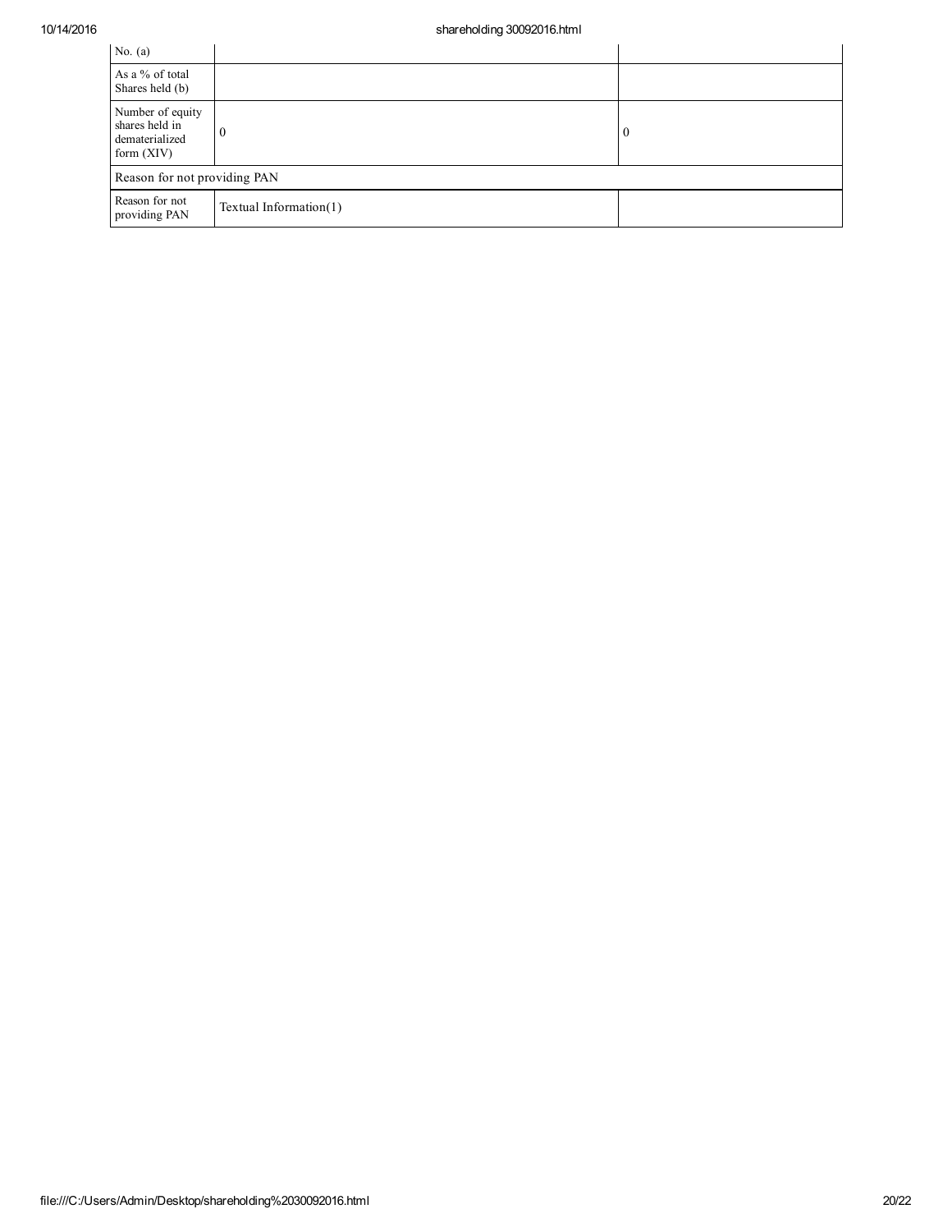| | | |
|---|---|---|
| No. (a) | | |
| As a % of total Shares held (b) | | |
| Number of equity shares held in dematerialized form (XIV) | 0 | 0 |
| Reason for not providing PAN | | |
| Reason for not providing PAN | Textual Information(1) | |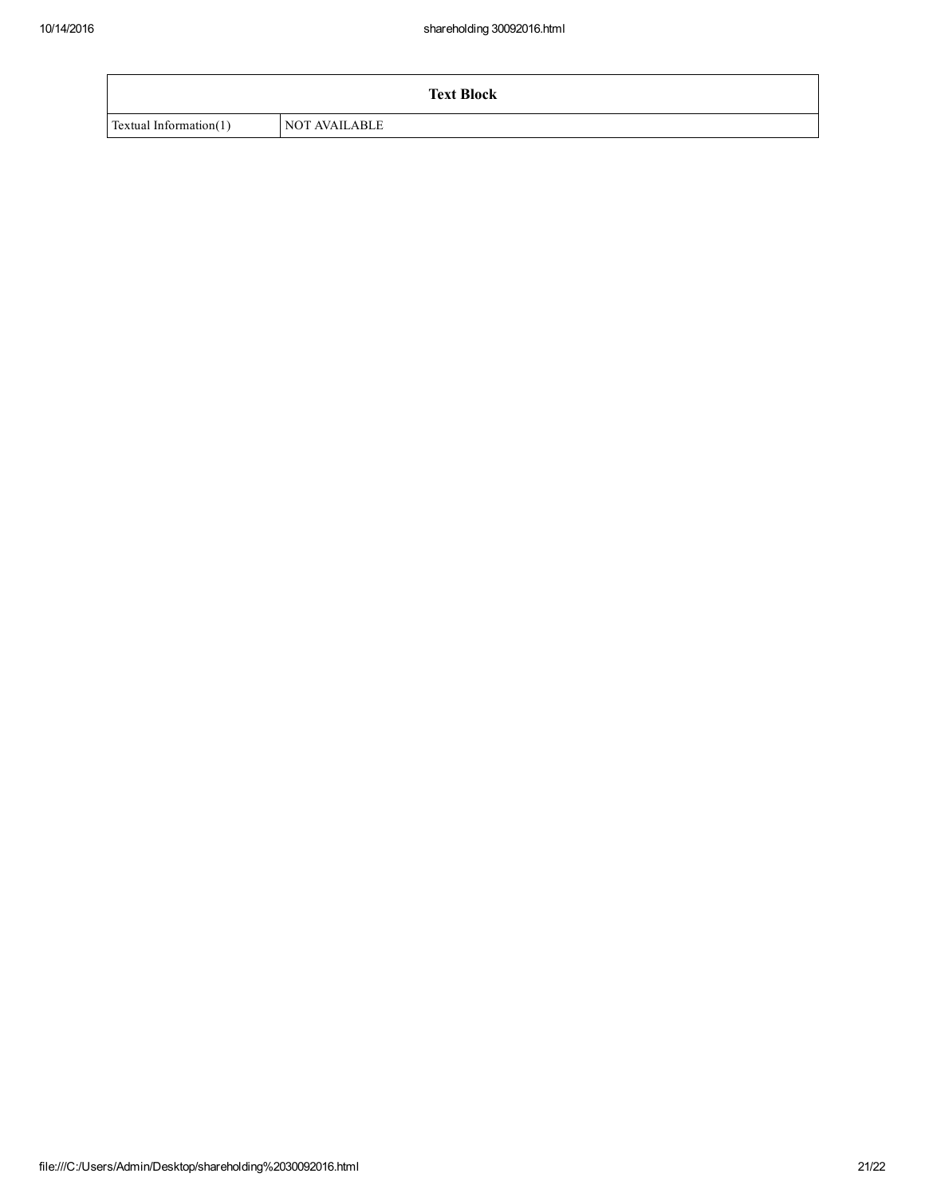| Text Block | |
|---|---|
| Textual Information(1) | NOT AVAILABLE |